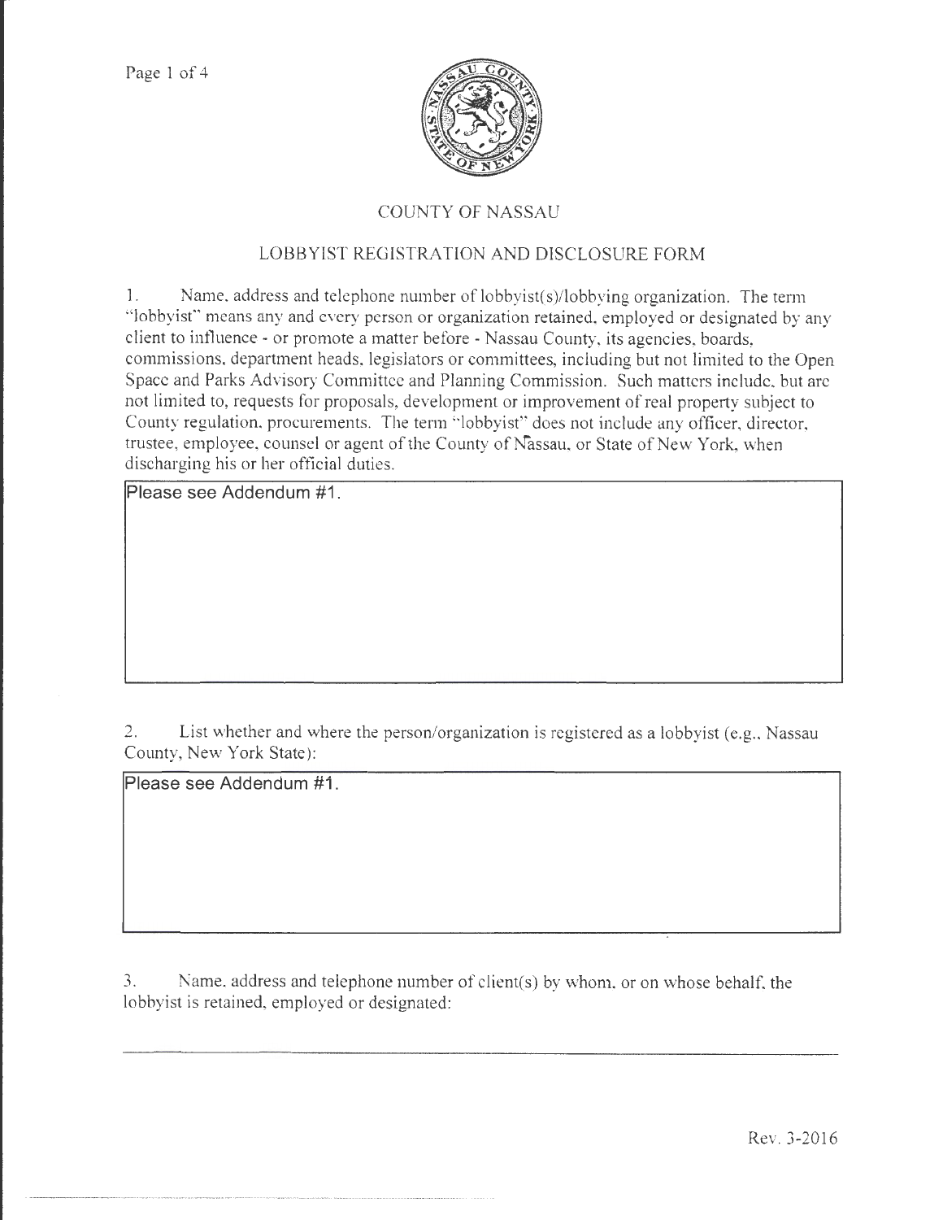# COUNTY OF NASSAU

## LOBBYIST REGISTRATION AND DISCLOSURE FORM

1. Name, address and telephone number of lobbyist(s)/lobbying organization. The term "lobbyist" means any and every person or organization retained, employed or designated by any client to influence - or promote a matter before - Nassau County, its agencies, boards, commissions, department heads, legislators or committees, including but not limited to the Open Space and Parks Advisory Committee and Planning Commission. Such matters include, but are not limited to, requests for proposals, development or improvement of real property subject to County regulation, procurements. The term "lobbyist" does not include any officer, director, trustee, employee, counsel or agent of the County of Nassau, or State of New York, when discharging his or her official duties.

Please see Addendum #1.

2. List whether and where the person/organization is registered as a lobbyist (e.g., Nassau County, New York State):

Please see Addendum #1.

3. Name, address and telephone number of client(s) by whom, or on whose behalf, the lobbyist is retained, employed or designated:

_______________________________________________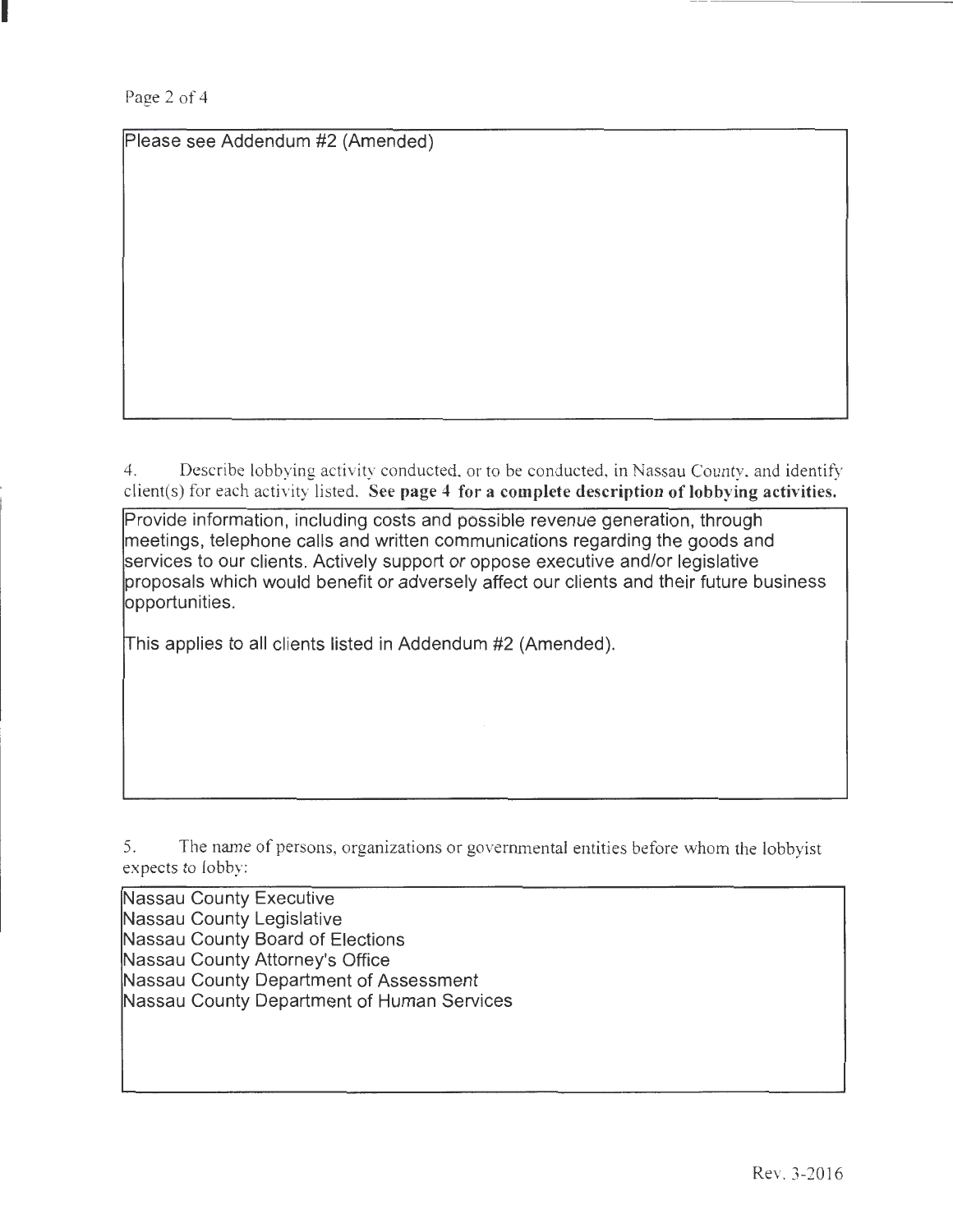Please see Addendum #2 (Amended)

4. Describe lobbying activity conducted, or to be conducted, in Nassau County, and identify client(s) for each activity listed. **See page 4 for a complete description of lobbying activities.**

Provide information, including costs and possible revenue generation, through meetings, telephone calls and written communications regarding the goods and services to our clients. Actively support or oppose executive and/or legislative proposals which would benefit or adversely affect our clients and their future business opportunities.

This applies to all clients listed in Addendum #2 (Amended).

5. The name of persons, organizations or governmental entities before whom the lobbyist expects to lobby:

Nassau County Executive
Nassau County Legislative
Nassau County Board of Elections
Nassau County Attorney's Office
Nassau County Department of Assessment
Nassau County Department of Human Services

Rev. 3-2016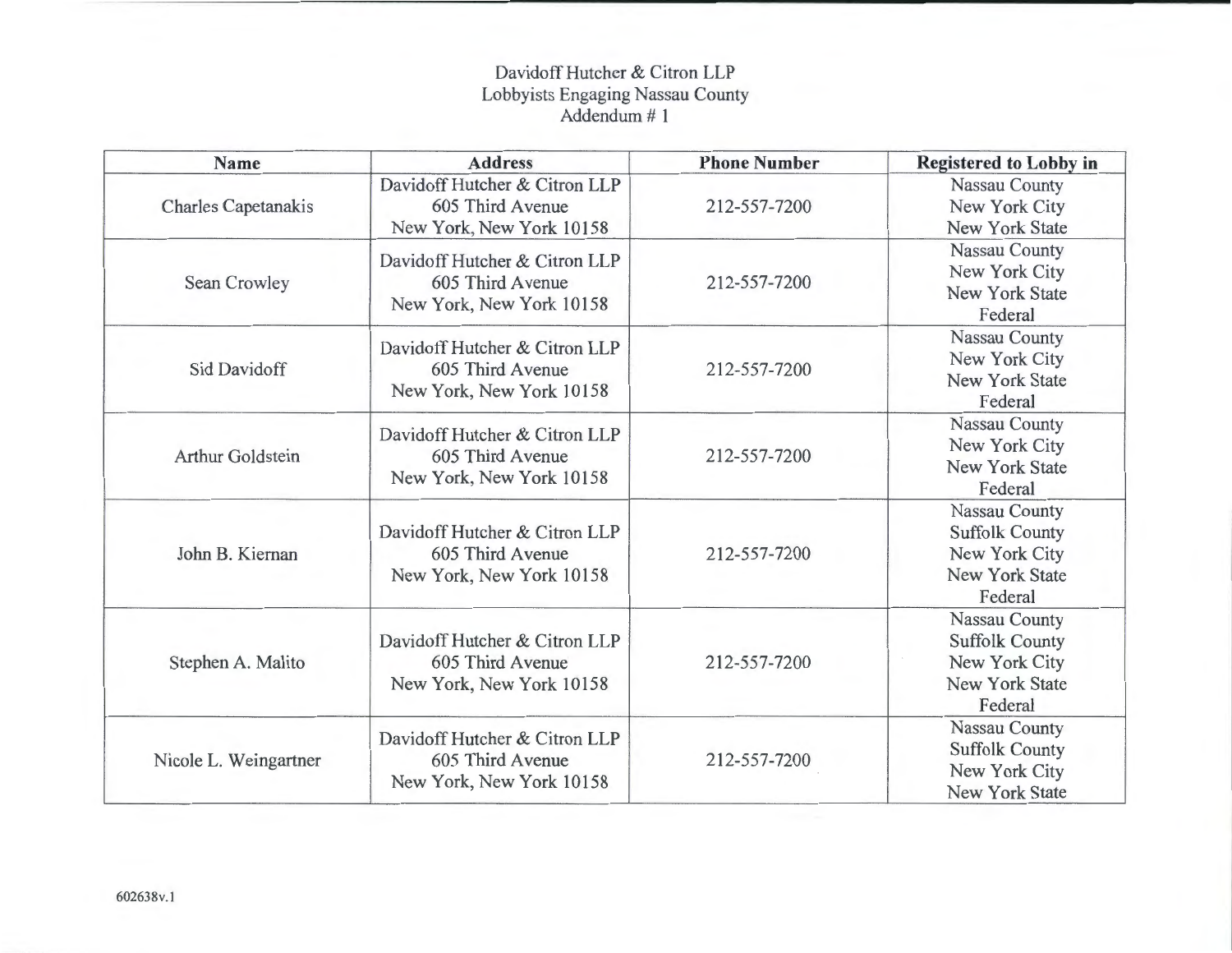Davidoff Hutcher & Citron LLP
Lobbyists Engaging Nassau County
Addendum # 1

| Name | Address | Phone Number | Registered to Lobby in |
|---|---|---|---|
| Charles Capetanakis | Davidoff Hutcher & Citron LLP<br>605 Third Avenue<br>New York, New York 10158 | 212-557-7200 | Nassau County<br>New York City<br>New York State |
| Sean Crowley | Davidoff Hutcher & Citron LLP<br>605 Third Avenue<br>New York, New York 10158 | 212-557-7200 | Nassau County<br>New York City<br>New York State<br>Federal |
| Sid Davidoff | Davidoff Hutcher & Citron LLP<br>605 Third Avenue<br>New York, New York 10158 | 212-557-7200 | Nassau County<br>New York City<br>New York State<br>Federal |
| Arthur Goldstein | Davidoff Hutcher & Citron LLP<br>605 Third Avenue<br>New York, New York 10158 | 212-557-7200 | Nassau County<br>New York City<br>New York State<br>Federal |
| John B. Kiernan | Davidoff Hutcher & Citron LLP<br>605 Third Avenue<br>New York, New York 10158 | 212-557-7200 | Nassau County<br>Suffolk County<br>New York City<br>New York State<br>Federal |
| Stephen A. Malito | Davidoff Hutcher & Citron LLP<br>605 Third Avenue<br>New York, New York 10158 | 212-557-7200 | Nassau County<br>Suffolk County<br>New York City<br>New York State<br>Federal |
| Nicole L. Weingartner | Davidoff Hutcher & Citron LLP<br>605 Third Avenue<br>New York, New York 10158 | 212-557-7200 | Nassau County<br>Suffolk County<br>New York City<br>New York State |

602638v.1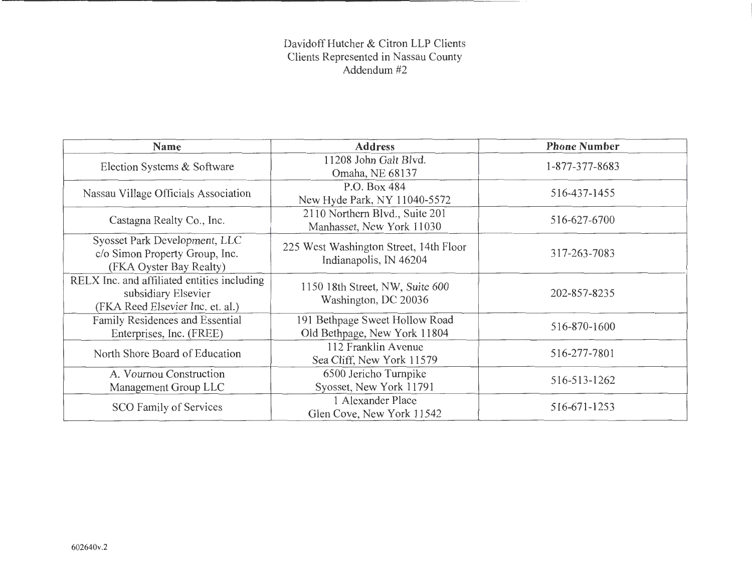Davidoff Hutcher & Citron LLP Clients
Clients Represented in Nassau County
Addendum #2

| Name | Address | Phone Number |
|---|---|---|
| Election Systems & Software | 11208 John Galt Blvd.<br>Omaha, NE 68137 | 1-877-377-8683 |
| Nassau Village Officials Association | P.O. Box 484<br>New Hyde Park, NY 11040-5572 | 516-437-1455 |
| Castagna Realty Co., Inc. | 2110 Northern Blvd., Suite 201<br>Manhasset, New York 11030 | 516-627-6700 |
| Syosset Park Development, LLC<br>c/o Simon Property Group, Inc.<br>(FKA Oyster Bay Realty) | 225 West Washington Street, 14th Floor<br>Indianapolis, IN 46204 | 317-263-7083 |
| RELX Inc. and affiliated entities including subsidiary Elsevier<br>(FKA Reed Elsevier Inc. et. al.) | 1150 18th Street, NW, Suite 600<br>Washington, DC 20036 | 202-857-8235 |
| Family Residences and Essential Enterprises, Inc. (FREE) | 191 Bethpage Sweet Hollow Road<br>Old Bethpage, New York 11804 | 516-870-1600 |
| North Shore Board of Education | 112 Franklin Avenue<br>Sea Cliff, New York 11579 | 516-277-7801 |
| A. Vournou Construction Management Group LLC | 6500 Jericho Turnpike<br>Syosset, New York 11791 | 516-513-1262 |
| SCO Family of Services | 1 Alexander Place<br>Glen Cove, New York 11542 | 516-671-1253 |

602640v.2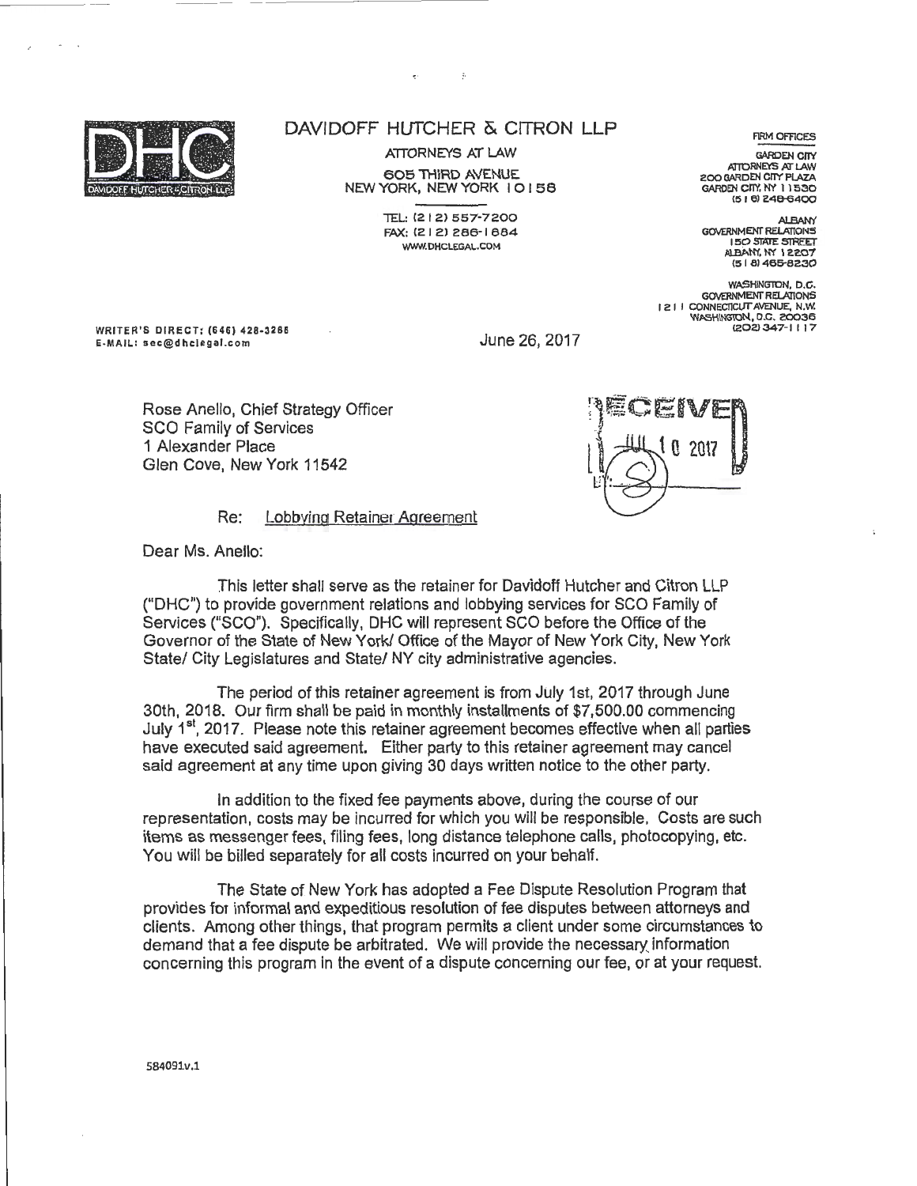DAVIDOFF HUTCHER & CITRON LLP

ATTORNEYS AT LAW

605 THIRD AVENUE
NEW YORK, NEW YORK 10158

TEL: (212) 557-7200
FAX: (212) 286-1884
WWW.DHCLEGAL.COM

FIRM OFFICES

GARDEN CITY
ATTORNEYS AT LAW
200 GARDEN CITY PLAZA
GARDEN CITY, NY 11530
(516) 248-6400

ALBANY
GOVERNMENT RELATIONS
150 STATE STREET
ALBANY, NY 12207
(518) 465-8230

WASHINGTON, D.C.
GOVERNMENT RELATIONS
1211 CONNECTICUT AVENUE, N.W.
WASHINGTON, D.C. 20036
(202) 347-1117

WRITER'S DIRECT: (646) 428-3268
E-MAIL: sec@dhclegal.com

June 26, 2017

RECEIVED
JUL 10 2017

Rose Anello, Chief Strategy Officer
SCO Family of Services
1 Alexander Place
Glen Cove, New York 11542

Re: Lobbying Retainer Agreement

Dear Ms. Anello:

This letter shall serve as the retainer for Davidoff Hutcher and Citron LLP ("DHC") to provide government relations and lobbying services for SCO Family of Services ("SCO"). Specifically, DHC will represent SCO before the Office of the Governor of the State of New York/ Office of the Mayor of New York City, New York State/ City Legislatures and State/ NY city administrative agencies.

The period of this retainer agreement is from July 1st, 2017 through June 30th, 2018. Our firm shall be paid in monthly installments of $7,500.00 commencing July 1st, 2017. Please note this retainer agreement becomes effective when all parties have executed said agreement. Either party to this retainer agreement may cancel said agreement at any time upon giving 30 days written notice to the other party.

In addition to the fixed fee payments above, during the course of our representation, costs may be incurred for which you will be responsible. Costs are such items as messenger fees, filing fees, long distance telephone calls, photocopying, etc. You will be billed separately for all costs incurred on your behalf.

The State of New York has adopted a Fee Dispute Resolution Program that provides for informal and expeditious resolution of fee disputes between attorneys and clients. Among other things, that program permits a client under some circumstances to demand that a fee dispute be arbitrated. We will provide the necessary information concerning this program in the event of a dispute concerning our fee, or at your request.

584091v.1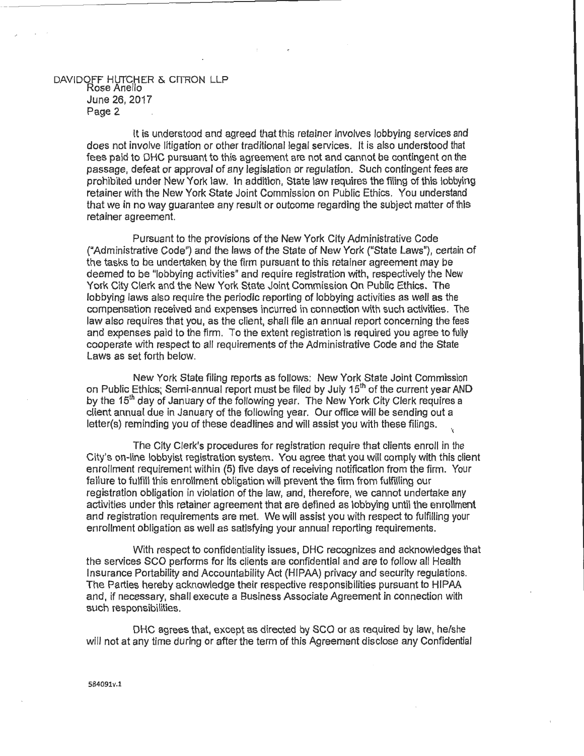It is understood and agreed that this retainer involves lobbying services and does not involve litigation or other traditional legal services. It is also understood that fees paid to DHC pursuant to this agreement are not and cannot be contingent on the passage, defeat or approval of any legislation or regulation. Such contingent fees are prohibited under New York law. In addition, State law requires the filing of this lobbying retainer with the New York State Joint Commission on Public Ethics. You understand that we in no way guarantee any result or outcome regarding the subject matter of this retainer agreement.

Pursuant to the provisions of the New York City Administrative Code ("Administrative Code") and the laws of the State of New York ("State Laws"), certain of the tasks to be undertaken by the firm pursuant to this retainer agreement may be deemed to be "lobbying activities" and require registration with, respectively the New York City Clerk and the New York State Joint Commission On Public Ethics. The lobbying laws also require the periodic reporting of lobbying activities as well as the compensation received and expenses incurred in connection with such activities. The law also requires that you, as the client, shall file an annual report concerning the fees and expenses paid to the firm. To the extent registration is required you agree to fully cooperate with respect to all requirements of the Administrative Code and the State Laws as set forth below.

New York State filing reports as follows: New York State Joint Commission on Public Ethics; Semi-annual report must be filed by July 15th of the current year AND by the 15th day of January of the following year. The New York City Clerk requires a client annual due in January of the following year. Our office will be sending out a letter(s) reminding you of these deadlines and will assist you with these filings.

The City Clerk's procedures for registration require that clients enroll in the City's on-line lobbyist registration system. You agree that you will comply with this client enrollment requirement within (5) five days of receiving notification from the firm. Your failure to fulfill this enrollment obligation will prevent the firm from fulfilling our registration obligation in violation of the law, and, therefore, we cannot undertake any activities under this retainer agreement that are defined as lobbying until the enrollment and registration requirements are met. We will assist you with respect to fulfilling your enrollment obligation as well as satisfying your annual reporting requirements.

With respect to confidentiality issues, DHC recognizes and acknowledges that the services SCO performs for its clients are confidential and are to follow all Health Insurance Portability and Accountability Act (HIPAA) privacy and security regulations. The Parties hereby acknowledge their respective responsibilities pursuant to HIPAA and, if necessary, shall execute a Business Associate Agreement in connection with such responsibilities.

DHC agrees that, except as directed by SCO or as required by law, he/she will not at any time during or after the term of this Agreement disclose any Confidential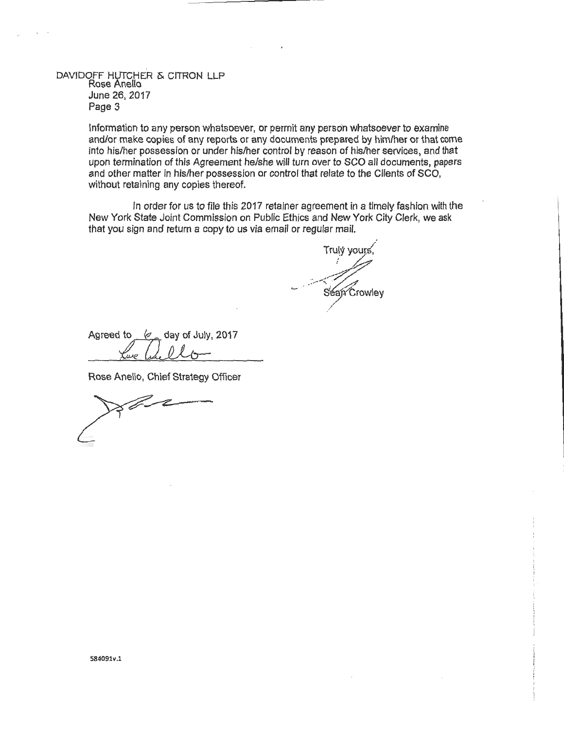DAVIDOFF HUTCHER & CITRON LLP
Rose Anello
June 26, 2017
Page 3

information to any person whatsoever, or permit any person whatsoever to examine and/or make copies of any reports or any documents prepared by him/her or that come into his/her possession or under his/her control by reason of his/her services, and that upon termination of this Agreement he/she will turn over to SCO all documents, papers and other matter in his/her possession or control that relate to the Clients of SCO, without retaining any copies thereof.

In order for us to file this 2017 retainer agreement in a timely fashion with the New York State Joint Commission on Public Ethics and New York City Clerk, we ask that you sign and return a copy to us via email or regular mail.

Truly yours,

Sean Crowley

Agreed to 6 day of July, 2017

Rose Anello, Chief Strategy Officer

584091v.1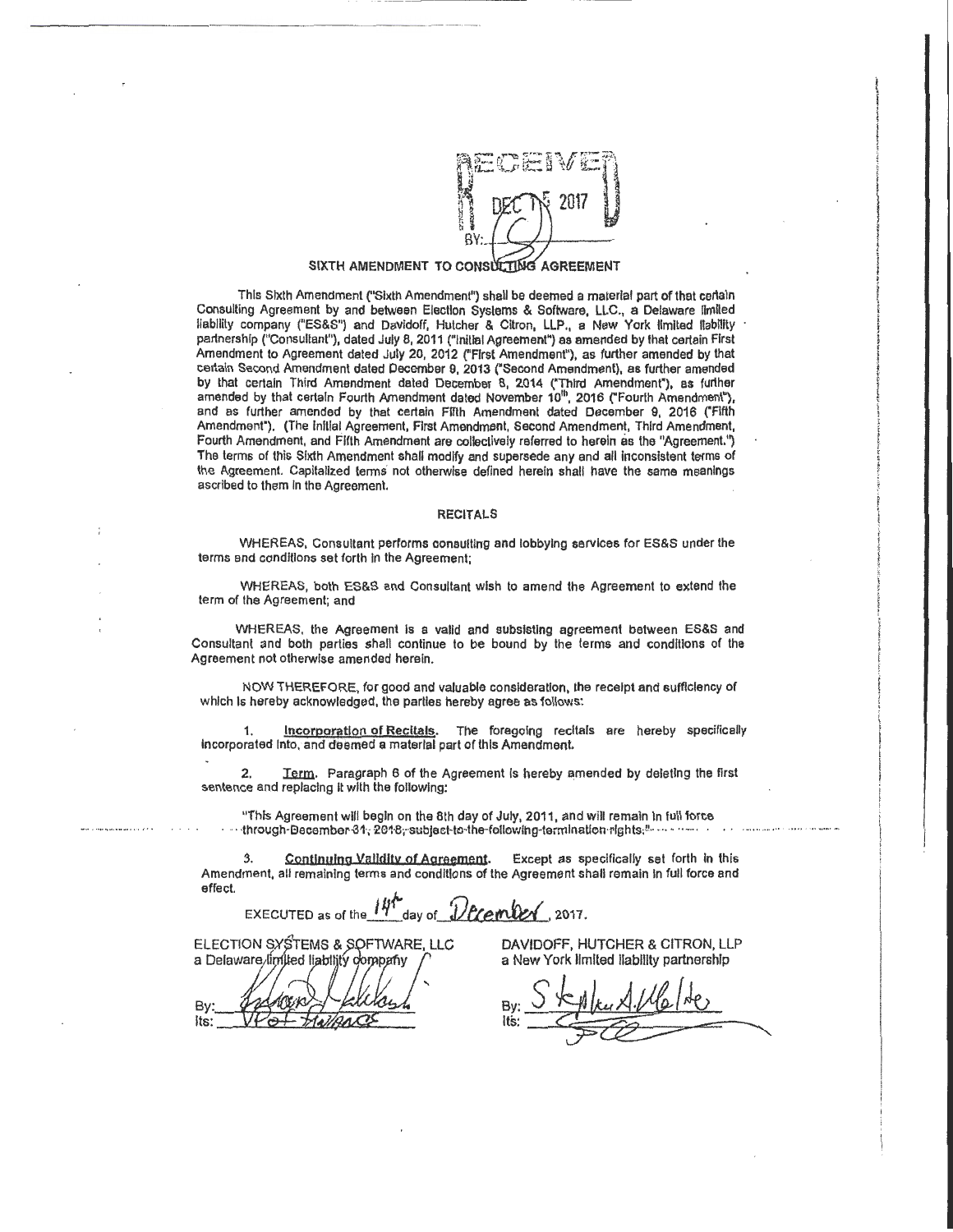RECEIVED
DEC 15 2017
BY:

## SIXTH AMENDMENT TO CONSULTING AGREEMENT

This Sixth Amendment ("Sixth Amendment") shall be deemed a material part of that certain Consulting Agreement by and between Election Systems & Software, LLC., a Delaware limited liability company ("ES&S") and Davidoff, Hutcher & Citron, LLP., a New York limited liability partnership ("Consultant"), dated July 8, 2011 ("Initial Agreement") as amended by that certain First Amendment to Agreement dated July 20, 2012 ("First Amendment"), as further amended by that certain Second Amendment dated December 9, 2013 ("Second Amendment), as further amended by that certain Third Amendment dated December 8, 2014 ("Third Amendment"), as further amended by that certain Fourth Amendment dated November 10th, 2016 ("Fourth Amendment"), and as further amended by that certain Fifth Amendment dated December 9, 2016 ("Fifth Amendment"). (The Initial Agreement, First Amendment, Second Amendment, Third Amendment, Fourth Amendment, and Fifth Amendment are collectively referred to herein as the "Agreement.") The terms of this Sixth Amendment shall modify and supersede any and all inconsistent terms of the Agreement. Capitalized terms not otherwise defined herein shall have the same meanings ascribed to them in the Agreement.

### RECITALS

WHEREAS, Consultant performs consulting and lobbying services for ES&S under the terms and conditions set forth in the Agreement;

WHEREAS, both ES&S and Consultant wish to amend the Agreement to extend the term of the Agreement; and

WHEREAS, the Agreement is a valid and subsisting agreement between ES&S and Consultant and both parties shall continue to be bound by the terms and conditions of the Agreement not otherwise amended herein.

NOW THEREFORE, for good and valuable consideration, the receipt and sufficiency of which is hereby acknowledged, the parties hereby agree as follows:

1. **Incorporation of Recitals.** The foregoing recitals are hereby specifically incorporated into, and deemed a material part of this Amendment.

2. **Term.** Paragraph 6 of the Agreement is hereby amended by deleting the first sentence and replacing it with the following:

"This Agreement will begin on the 8th day of July, 2011, and will remain in full force through December 31, 2018, subject to the following termination rights."

3. **Continuing Validity of Agreement.** Except as specifically set forth in this Amendment, all remaining terms and conditions of the Agreement shall remain in full force and effect.

EXECUTED as of the 14th day of December, 2017.

| ELECTION SYSTEMS & SOFTWARE, LLC<br>a Delaware limited liability company | DAVIDOFF, HUTCHER & CITRON, LLP<br>a New York limited liability partnership |
|---|---|
| By: [signature] | By: Stephen A. Wolde [signature] |
| Its: VP of Finance | Its: [signature] |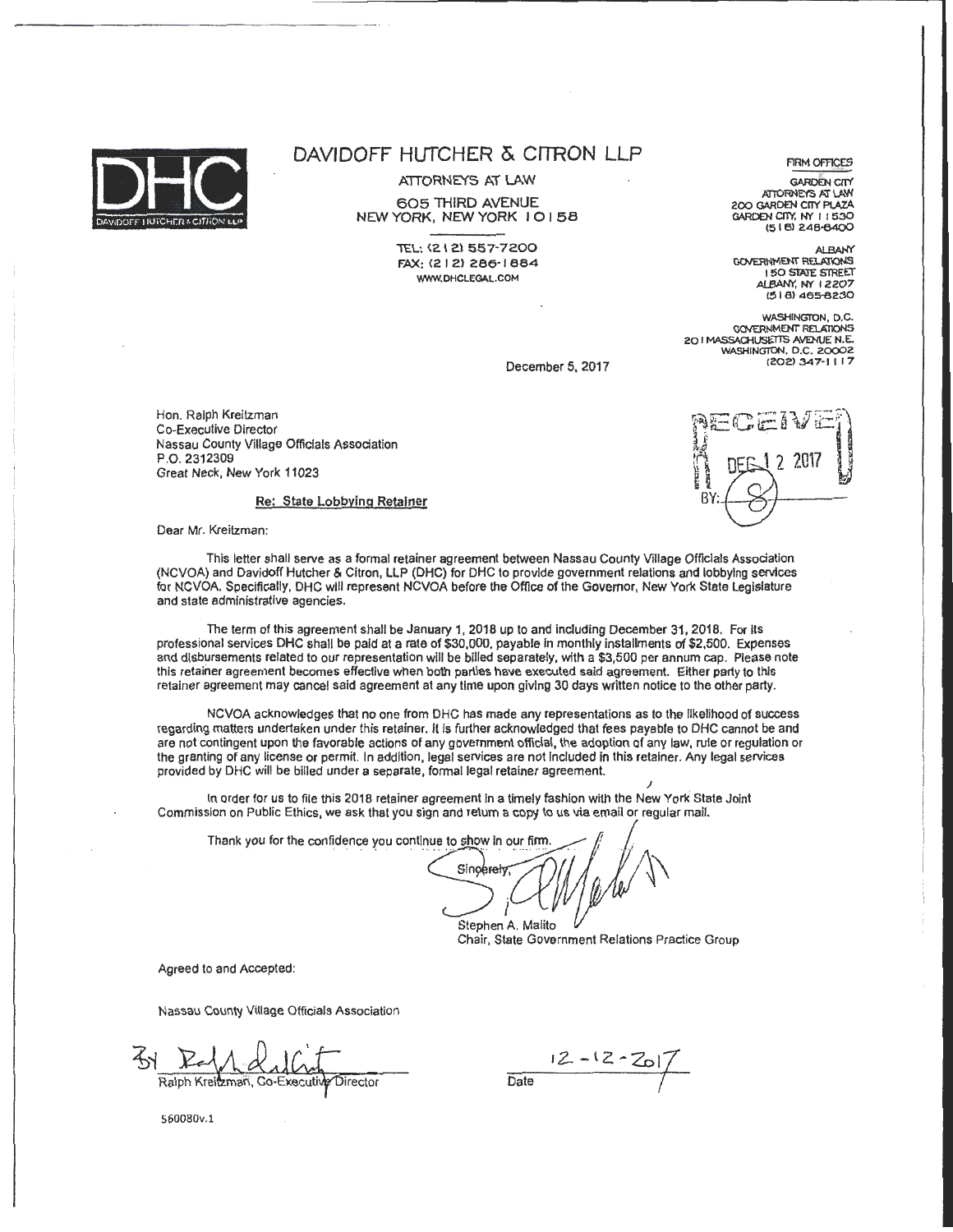# DAVIDOFF HUTCHER & CITRON LLP

ATTORNEYS AT LAW

605 THIRD AVENUE
NEW YORK, NEW YORK 10158

TEL: (212) 557-7200
FAX: (212) 286-1884
WWW.DHCLEGAL.COM

FIRM OFFICES

GARDEN CITY
ATTORNEYS AT LAW
200 GARDEN CITY PLAZA
GARDEN CITY, NY 11530
(516) 248-6400

ALBANY
GOVERNMENT RELATIONS
150 STATE STREET
ALBANY, NY 12207
(518) 465-8230

WASHINGTON, D.C.
GOVERNMENT RELATIONS
201 MASSACHUSETTS AVENUE N.E.
WASHINGTON, D.C. 20002
(202) 347-1117

December 5, 2017

RECEIVED
DEC 12 2017
BY: (8)

Hon. Ralph Kreitzman
Co-Executive Director
Nassau County Village Officials Association
P.O. 2312309
Great Neck, New York 11023

**Re: State Lobbying Retainer**

Dear Mr. Kreitzman:

This letter shall serve as a formal retainer agreement between Nassau County Village Officials Association (NCVOA) and Davidoff Hutcher & Citron, LLP (DHC) for DHC to provide government relations and lobbying services for NCVOA. Specifically, DHC will represent NCVOA before the Office of the Governor, New York State Legislature and state administrative agencies.

The term of this agreement shall be January 1, 2018 up to and including December 31, 2018. For its professional services DHC shall be paid at a rate of $30,000, payable in monthly installments of $2,500. Expenses and disbursements related to our representation will be billed separately, with a $3,500 per annum cap. Please note this retainer agreement becomes effective when both parties have executed said agreement. Either party to this retainer agreement may cancel said agreement at any time upon giving 30 days written notice to the other party.

NCVOA acknowledges that no one from DHC has made any representations as to the likelihood of success regarding matters undertaken under this retainer. It is further acknowledged that fees payable to DHC cannot be and are not contingent upon the favorable actions of any government official, the adoption of any law, rule or regulation or the granting of any license or permit. In addition, legal services are not included in this retainer. Any legal services provided by DHC will be billed under a separate, formal legal retainer agreement.

In order for us to file this 2018 retainer agreement in a timely fashion with the New York State Joint Commission on Public Ethics, we ask that you sign and return a copy to us via email or regular mail.

Thank you for the confidence you continue to show in our firm.

Sincerely,

Stephen A. Malito
Chair, State Government Relations Practice Group

Agreed to and Accepted:

Nassau County Village Officials Association

By ______________________
Ralph Kreitzman, Co-Executive Director

12-12-2017
Date

560080v.1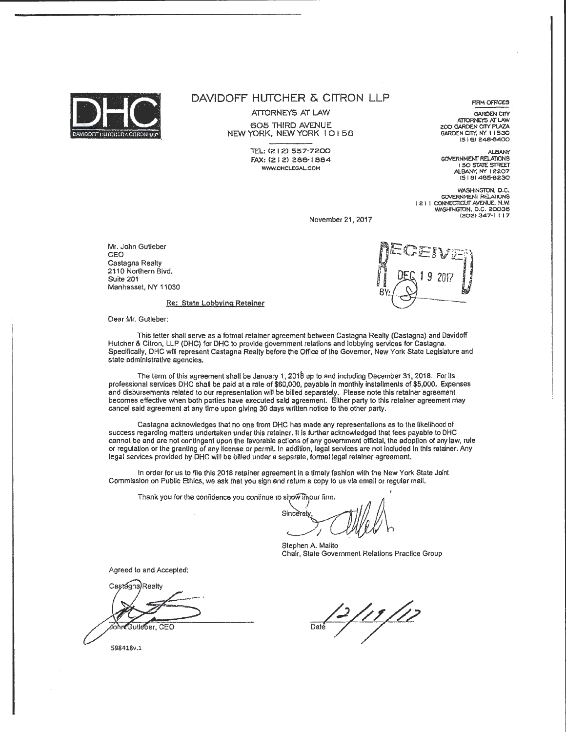# DAVIDOFF HUTCHER & CITRON LLP

ATTORNEYS AT LAW

605 THIRD AVENUE
NEW YORK, NEW YORK 10158

TEL: (212) 557-7200
FAX: (212) 286-1884
WWW.DHCLEGAL.COM

FIRM OFFICES

GARDEN CITY
ATTORNEYS AT LAW
200 GARDEN CITY PLAZA
GARDEN CITY, NY 11530
(516) 248-6400

ALBANY
GOVERNMENT RELATIONS
150 STATE STREET
ALBANY, NY 12207
(518) 465-8230

WASHINGTON, D.C.
GOVERNMENT RELATIONS
1211 CONNECTICUT AVENUE, N.W.
WASHINGTON, D.C. 20036
(202) 347-1117

November 21, 2017

RECEIVED
DEC 19 2017
BY:

Mr. John Gutleber
CEO
Castagna Realty
2110 Northern Blvd.
Suite 201
Manhasset, NY 11030

Re: State Lobbying Retainer

Dear Mr. Gutleber:

This letter shall serve as a formal retainer agreement between Castagna Realty (Castagna) and Davidoff Hutcher & Citron, LLP (DHC) for DHC to provide government relations and lobbying services for Castagna. Specifically, DHC will represent Castagna Realty before the Office of the Governor, New York State Legislature and state administrative agencies.

The term of this agreement shall be January 1, 2018 up to and including December 31, 2018. For its professional services DHC shall be paid at a rate of $60,000, payable in monthly installments of $5,000. Expenses and disbursements related to our representation will be billed separately. Please note this retainer agreement becomes effective when both parties have executed said agreement. Either party to this retainer agreement may cancel said agreement at any time upon giving 30 days written notice to the other party.

Castagna acknowledges that no one from DHC has made any representations as to the likelihood of success regarding matters undertaken under this retainer. It is further acknowledged that fees payable to DHC cannot be and are not contingent upon the favorable actions of any government official, the adoption of any law, rule or regulation or the granting of any license or permit. In addition, legal services are not included in this retainer. Any legal services provided by DHC will be billed under a separate, formal legal retainer agreement.

In order for us to file this 2018 retainer agreement in a timely fashion with the New York State Joint Commission on Public Ethics, we ask that you sign and return a copy to us via email or regular mail.

Thank you for the confidence you continue to show in our firm.

Sincerely,

Stephen A. Malito
Chair, State Government Relations Practice Group

Agreed to and Accepted:

Castagna Realty

John Gutleber, CEO

Date 12/19/17

598418v.1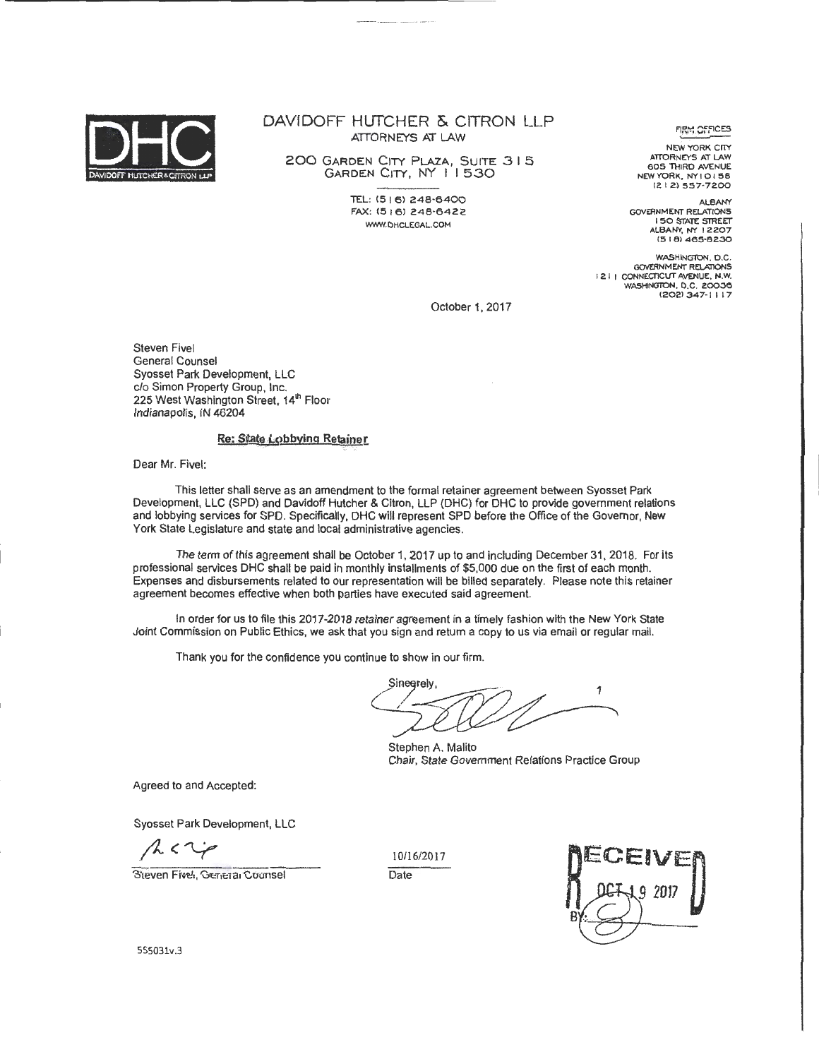DHC
DAVIDOFF HUTCHER & CITRON LLP

# DAVIDOFF HUTCHER & CITRON LLP

ATTORNEYS AT LAW

200 GARDEN CITY PLAZA, SUITE 315
GARDEN CITY, NY 11530

TEL: (516) 248-6400
FAX: (516) 248-6422
WWW.DHCLEGAL.COM

FIRM OFFICES

NEW YORK CITY
ATTORNEYS AT LAW
605 THIRD AVENUE
NEW YORK, NY 10158
(212) 557-7200

ALBANY
GOVERNMENT RELATIONS
150 STATE STREET
ALBANY, NY 12207
(518) 465-8230

WASHINGTON, D.C.
GOVERNMENT RELATIONS
1211 CONNECTICUT AVENUE, N.W.
WASHINGTON, D.C. 20036
(202) 347-1117

October 1, 2017

Steven Fivel
General Counsel
Syosset Park Development, LLC
c/o Simon Property Group, Inc.
225 West Washington Street, 14th Floor
Indianapolis, IN 46204

**Re: State Lobbying Retainer**

Dear Mr. Fivel:

This letter shall serve as an amendment to the formal retainer agreement between Syosset Park Development, LLC (SPD) and Davidoff Hutcher & Citron, LLP (DHC) for DHC to provide government relations and lobbying services for SPD. Specifically, DHC will represent SPD before the Office of the Governor, New York State Legislature and state and local administrative agencies.

The term of this agreement shall be October 1, 2017 up to and including December 31, 2018. For its professional services DHC shall be paid in monthly installments of $5,000 due on the first of each month. Expenses and disbursements related to our representation will be billed separately. Please note this retainer agreement becomes effective when both parties have executed said agreement.

In order for us to file this 2017-2018 retainer agreement in a timely fashion with the New York State Joint Commission on Public Ethics, we ask that you sign and return a copy to us via email or regular mail.

Thank you for the confidence you continue to show in our firm.

Sincerely,

Stephen A. Malito
Chair, State Government Relations Practice Group

Agreed to and Accepted:

Syosset Park Development, LLC

Steven Fivel, General Counsel

10/16/2017
Date

RECEIVED
OCT 19 2017
BY:

555031v.3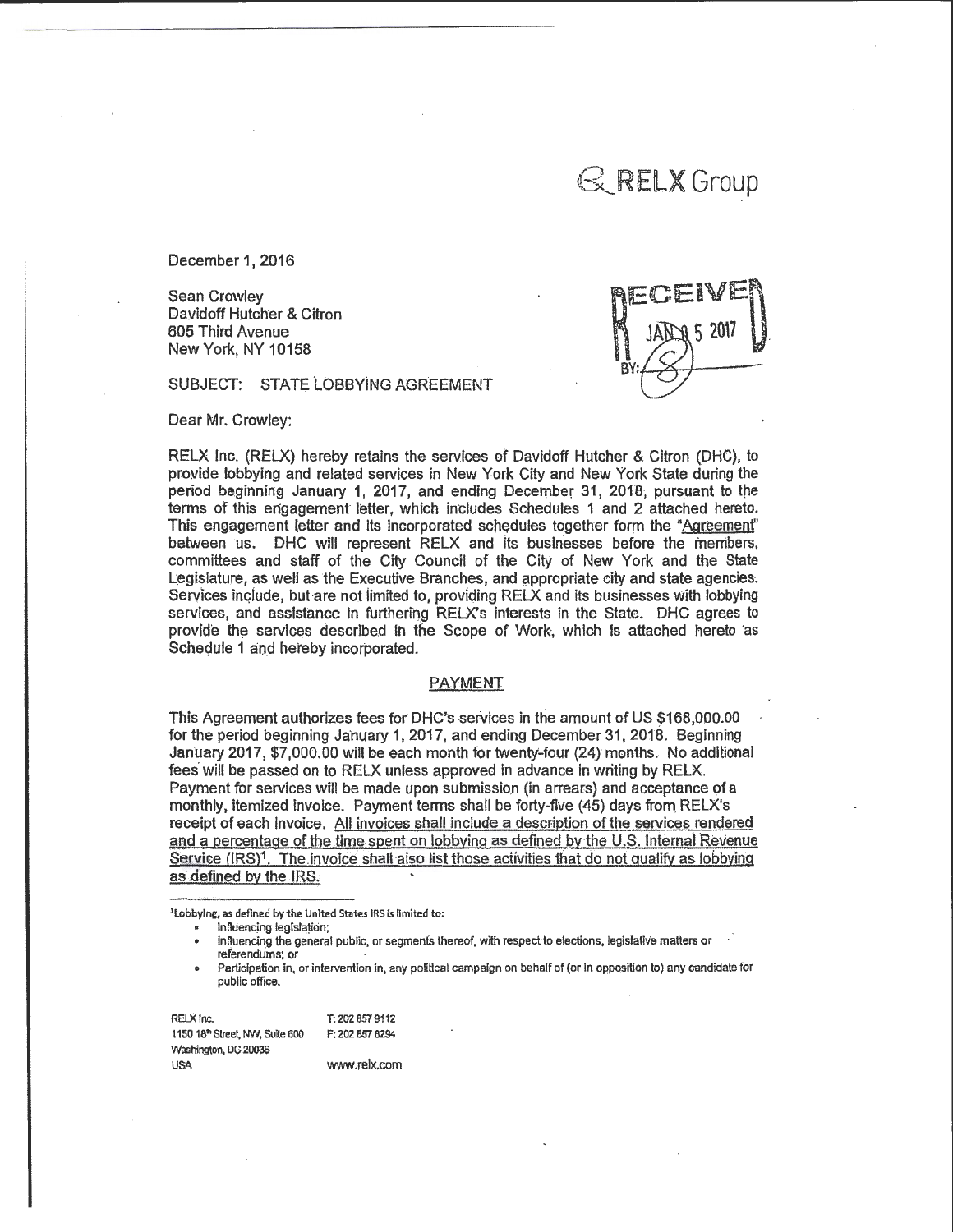RELX Group

December 1, 2016

Sean Crowley
Davidoff Hutcher & Citron
605 Third Avenue
New York, NY 10158

RECEIVED
JAN 05 2017
BY:

SUBJECT: STATE LOBBYING AGREEMENT

Dear Mr. Crowley:

RELX Inc. (RELX) hereby retains the services of Davidoff Hutcher & Citron (DHC), to provide lobbying and related services in New York City and New York State during the period beginning January 1, 2017, and ending December 31, 2018, pursuant to the terms of this engagement letter, which includes Schedules 1 and 2 attached hereto. This engagement letter and its incorporated schedules together form the "Agreement" between us. DHC will represent RELX and its businesses before the members, committees and staff of the City Council of the City of New York and the State Legislature, as well as the Executive Branches, and appropriate city and state agencies. Services include, but are not limited to, providing RELX and its businesses with lobbying services, and assistance in furthering RELX's interests in the State. DHC agrees to provide the services described in the Scope of Work, which is attached hereto as Schedule 1 and hereby incorporated.

## PAYMENT

This Agreement authorizes fees for DHC's services in the amount of US $168,000.00 for the period beginning January 1, 2017, and ending December 31, 2018. Beginning January 2017, $7,000.00 will be each month for twenty-four (24) months. No additional fees will be passed on to RELX unless approved in advance in writing by RELX. Payment for services will be made upon submission (in arrears) and acceptance of a monthly, itemized invoice. Payment terms shall be forty-five (45) days from RELX's receipt of each invoice. <u>All invoices shall include a description of the services rendered and a percentage of the time spent on lobbying as defined by the U.S. Internal Revenue Service (IRS)[1]. The invoice shall also list those activities that do not qualify as lobbying as defined by the IRS.</u>

[1]Lobbying, as defined by the United States IRS is limited to:

- Influencing legislation;
- Influencing the general public, or segments thereof, with respect to elections, legislative matters or referendums; or
- Participation in, or intervention in, any political campaign on behalf of (or in opposition to) any candidate for public office.

RELX Inc.
1150 18th Street, NW, Suite 600
Washington, DC 20036
USA

T: 202 857 9112
F: 202 857 8294
www.relx.com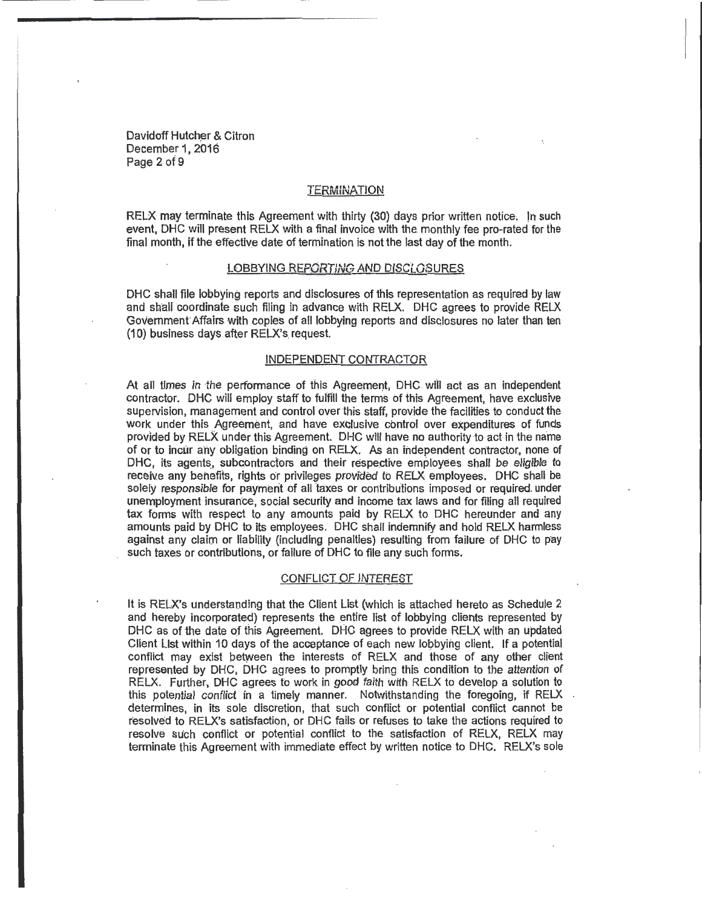## TERMINATION

RELX may terminate this Agreement with thirty (30) days prior written notice. In such event, DHC will present RELX with a final invoice with the monthly fee pro-rated for the final month, if the effective date of termination is not the last day of the month.

## LOBBYING REPORTING AND DISCLOSURES

DHC shall file lobbying reports and disclosures of this representation as required by law and shall coordinate such filing in advance with RELX. DHC agrees to provide RELX Government Affairs with copies of all lobbying reports and disclosures no later than ten (10) business days after RELX's request.

## INDEPENDENT CONTRACTOR

At all times in the performance of this Agreement, DHC will act as an independent contractor. DHC will employ staff to fulfill the terms of this Agreement, have exclusive supervision, management and control over this staff, provide the facilities to conduct the work under this Agreement, and have exclusive control over expenditures of funds provided by RELX under this Agreement. DHC will have no authority to act in the name of or to incur any obligation binding on RELX. As an independent contractor, none of DHC, its agents, subcontractors and their respective employees shall be eligible to receive any benefits, rights or privileges provided to RELX employees. DHC shall be solely responsible for payment of all taxes or contributions imposed or required under unemployment insurance, social security and income tax laws and for filing all required tax forms with respect to any amounts paid by RELX to DHC hereunder and any amounts paid by DHC to its employees. DHC shall indemnify and hold RELX harmless against any claim or liability (including penalties) resulting from failure of DHC to pay such taxes or contributions, or failure of DHC to file any such forms.

## CONFLICT OF INTEREST

It is RELX's understanding that the Client List (which is attached hereto as Schedule 2 and hereby incorporated) represents the entire list of lobbying clients represented by DHC as of the date of this Agreement. DHC agrees to provide RELX with an updated Client List within 10 days of the acceptance of each new lobbying client. If a potential conflict may exist between the interests of RELX and those of any other client represented by DHC, DHC agrees to promptly bring this condition to the attention of RELX. Further, DHC agrees to work in good faith with RELX to develop a solution to this potential conflict in a timely manner. Notwithstanding the foregoing, if RELX determines, in its sole discretion, that such conflict or potential conflict cannot be resolved to RELX's satisfaction, or DHC fails or refuses to take the actions required to resolve such conflict or potential conflict to the satisfaction of RELX, RELX may terminate this Agreement with immediate effect by written notice to DHC. RELX's sole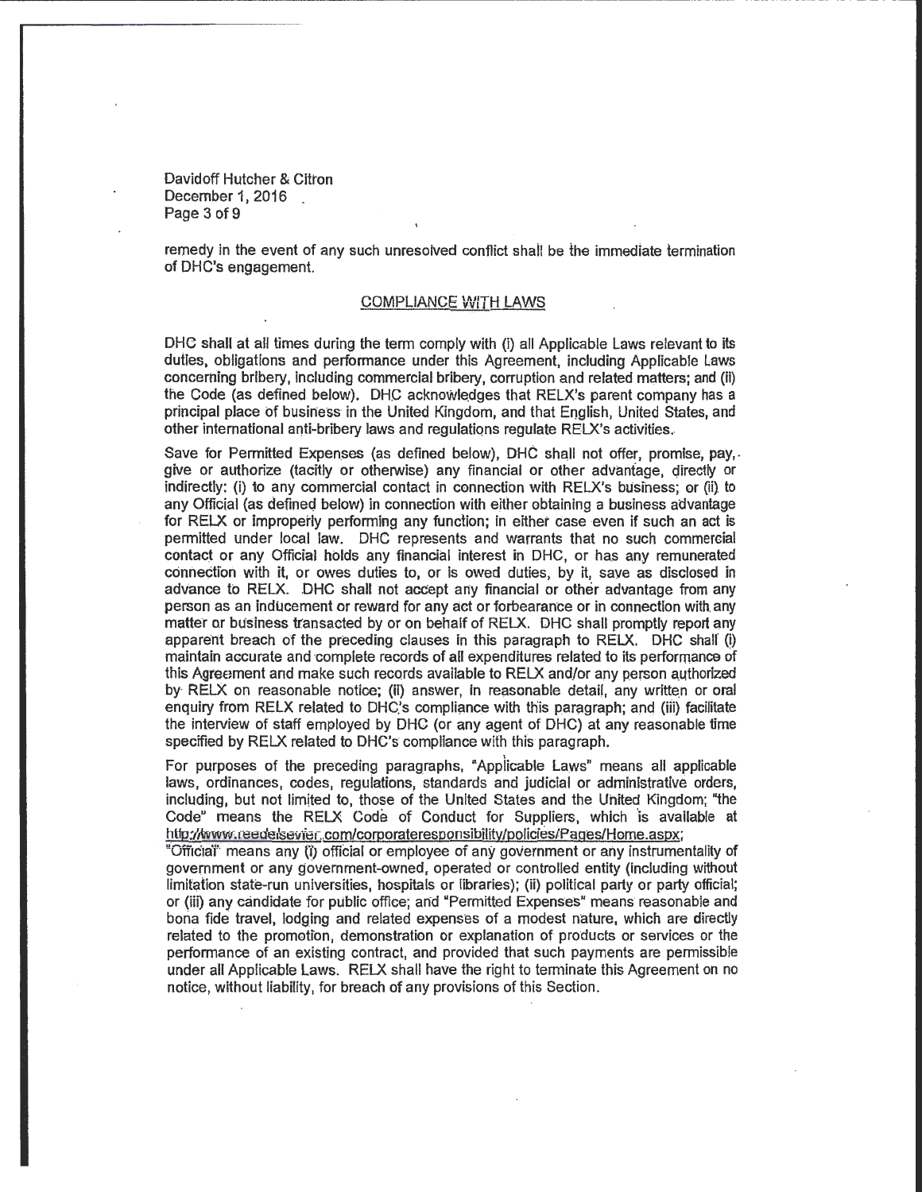remedy in the event of any such unresolved conflict shall be the immediate termination of DHC's engagement.

## COMPLIANCE WITH LAWS

DHC shall at all times during the term comply with (i) all Applicable Laws relevant to its duties, obligations and performance under this Agreement, including Applicable Laws concerning bribery, including commercial bribery, corruption and related matters; and (ii) the Code (as defined below). DHC acknowledges that RELX's parent company has a principal place of business in the United Kingdom, and that English, United States, and other international anti-bribery laws and regulations regulate RELX's activities.

Save for Permitted Expenses (as defined below), DHC shall not offer, promise, pay, give or authorize (tacitly or otherwise) any financial or other advantage, directly or indirectly: (i) to any commercial contact in connection with RELX's business; or (ii) to any Official (as defined below) in connection with either obtaining a business advantage for RELX or improperly performing any function; in either case even if such an act is permitted under local law. DHC represents and warrants that no such commercial contact or any Official holds any financial interest in DHC, or has any remunerated connection with it, or owes duties to, or is owed duties, by it, save as disclosed in advance to RELX. DHC shall not accept any financial or other advantage from any person as an inducement or reward for any act or forbearance or in connection with any matter or business transacted by or on behalf of RELX. DHC shall promptly report any apparent breach of the preceding clauses in this paragraph to RELX. DHC shall (i) maintain accurate and complete records of all expenditures related to its performance of this Agreement and make such records available to RELX and/or any person authorized by RELX on reasonable notice; (ii) answer, in reasonable detail, any written or oral enquiry from RELX related to DHC's compliance with this paragraph; and (iii) facilitate the interview of staff employed by DHC (or any agent of DHC) at any reasonable time specified by RELX related to DHC's compliance with this paragraph.

For purposes of the preceding paragraphs, "Applicable Laws" means all applicable laws, ordinances, codes, regulations, standards and judicial or administrative orders, including, but not limited to, those of the United States and the United Kingdom; "the Code" means the RELX Code of Conduct for Suppliers, which is available at http://www.reedelsevier.com/corporateresponsibility/policies/Pages/Home.aspx; "Official" means any (i) official or employee of any government or any instrumentality of government or any government-owned, operated or controlled entity (including without limitation state-run universities, hospitals or libraries); (ii) political party or party official; or (iii) any candidate for public office; and "Permitted Expenses" means reasonable and bona fide travel, lodging and related expenses of a modest nature, which are directly related to the promotion, demonstration or explanation of products or services or the performance of an existing contract, and provided that such payments are permissible under all Applicable Laws. RELX shall have the right to terminate this Agreement on no notice, without liability, for breach of any provisions of this Section.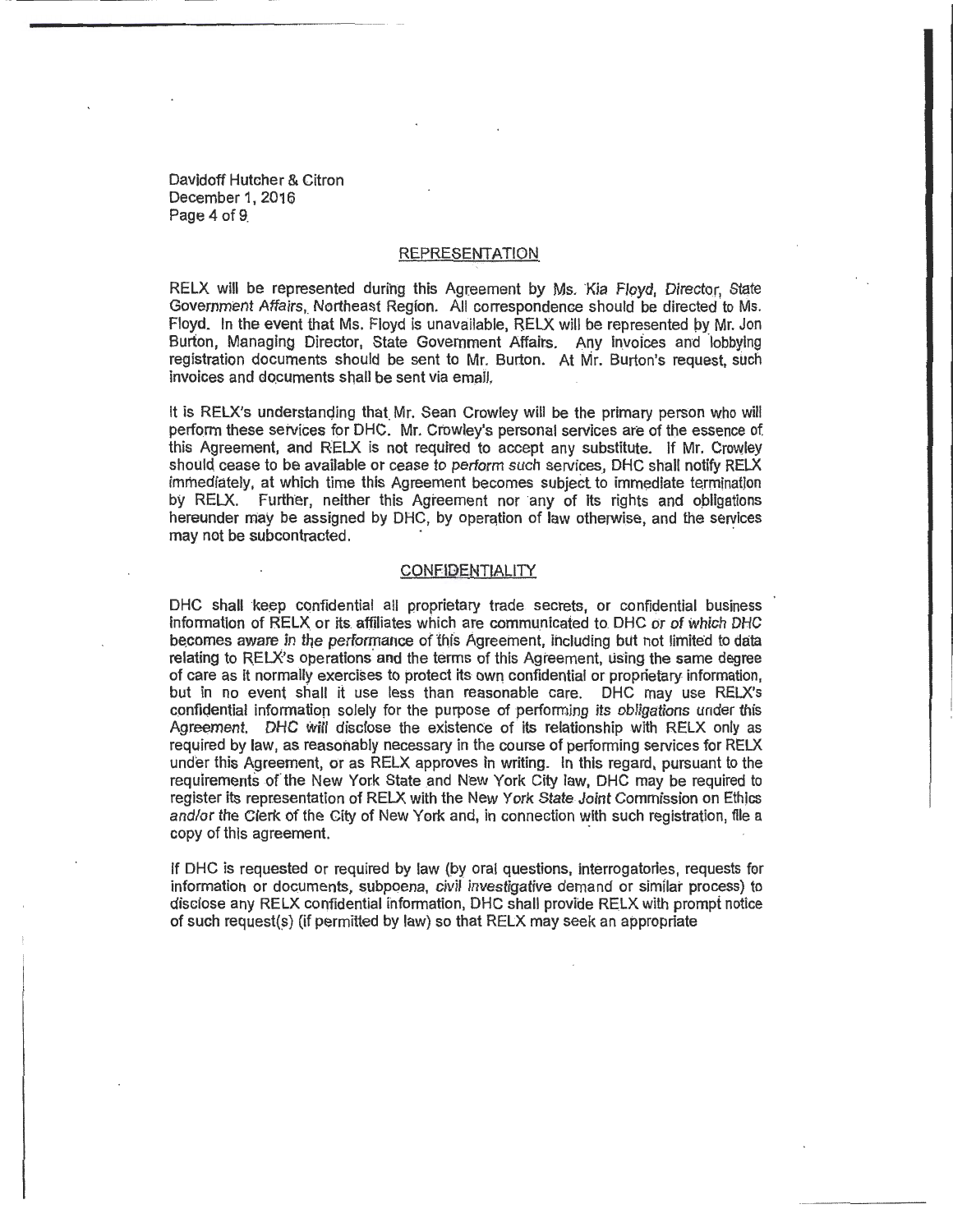## REPRESENTATION

RELX will be represented during this Agreement by Ms. Kia Floyd, Director, State Government Affairs, Northeast Region. All correspondence should be directed to Ms. Floyd. In the event that Ms. Floyd is unavailable, RELX will be represented by Mr. Jon Burton, Managing Director, State Government Affairs. Any invoices and lobbying registration documents should be sent to Mr. Burton. At Mr. Burton's request, such invoices and documents shall be sent via email.

It is RELX's understanding that Mr. Sean Crowley will be the primary person who will perform these services for DHC. Mr. Crowley's personal services are of the essence of this Agreement, and RELX is not required to accept any substitute. If Mr. Crowley should cease to be available or cease to perform such services, DHC shall notify RELX immediately, at which time this Agreement becomes subject to immediate termination by RELX. Further, neither this Agreement nor any of its rights and obligations hereunder may be assigned by DHC, by operation of law otherwise, and the services may not be subcontracted.

## CONFIDENTIALITY

DHC shall keep confidential all proprietary trade secrets, or confidential business information of RELX or its affiliates which are communicated to DHC or of which DHC becomes aware in the performance of this Agreement, including but not limited to data relating to RELX's operations and the terms of this Agreement, using the same degree of care as it normally exercises to protect its own confidential or proprietary information, but in no event shall it use less than reasonable care. DHC may use RELX's confidential information solely for the purpose of performing its obligations under this Agreement. DHC will disclose the existence of its relationship with RELX only as required by law, as reasonably necessary in the course of performing services for RELX under this Agreement, or as RELX approves in writing. In this regard, pursuant to the requirements of the New York State and New York City law, DHC may be required to register its representation of RELX with the New York State Joint Commission on Ethics and/or the Clerk of the City of New York and, in connection with such registration, file a copy of this agreement.

If DHC is requested or required by law (by oral questions, interrogatories, requests for information or documents, subpoena, civil investigative demand or similar process) to disclose any RELX confidential information, DHC shall provide RELX with prompt notice of such request(s) (if permitted by law) so that RELX may seek an appropriate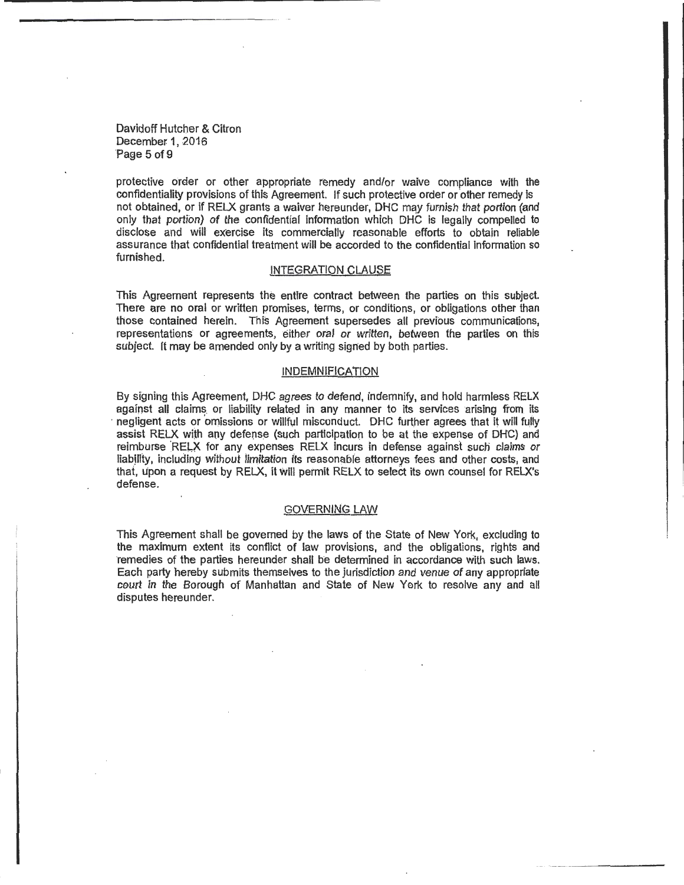protective order or other appropriate remedy and/or waive compliance with the confidentiality provisions of this Agreement. If such protective order or other remedy is not obtained, or if RELX grants a waiver hereunder, DHC may furnish that portion (and only that portion) of the confidential information which DHC is legally compelled to disclose and will exercise its commercially reasonable efforts to obtain reliable assurance that confidential treatment will be accorded to the confidential information so furnished.

## INTEGRATION CLAUSE

This Agreement represents the entire contract between the parties on this subject. There are no oral or written promises, terms, or conditions, or obligations other than those contained herein. This Agreement supersedes all previous communications, representations or agreements, either oral or written, between the parties on this subject. It may be amended only by a writing signed by both parties.

## INDEMNIFICATION

By signing this Agreement, DHC agrees to defend, indemnify, and hold harmless RELX against all claims or liability related in any manner to its services arising from its negligent acts or omissions or willful misconduct. DHC further agrees that it will fully assist RELX with any defense (such participation to be at the expense of DHC) and reimburse RELX for any expenses RELX incurs in defense against such claims or liability, including without limitation its reasonable attorneys fees and other costs, and that, upon a request by RELX, it will permit RELX to select its own counsel for RELX's defense.

## GOVERNING LAW

This Agreement shall be governed by the laws of the State of New York, excluding to the maximum extent its conflict of law provisions, and the obligations, rights and remedies of the parties hereunder shall be determined in accordance with such laws. Each party hereby submits themselves to the jurisdiction and venue of any appropriate court in the Borough of Manhattan and State of New York to resolve any and all disputes hereunder.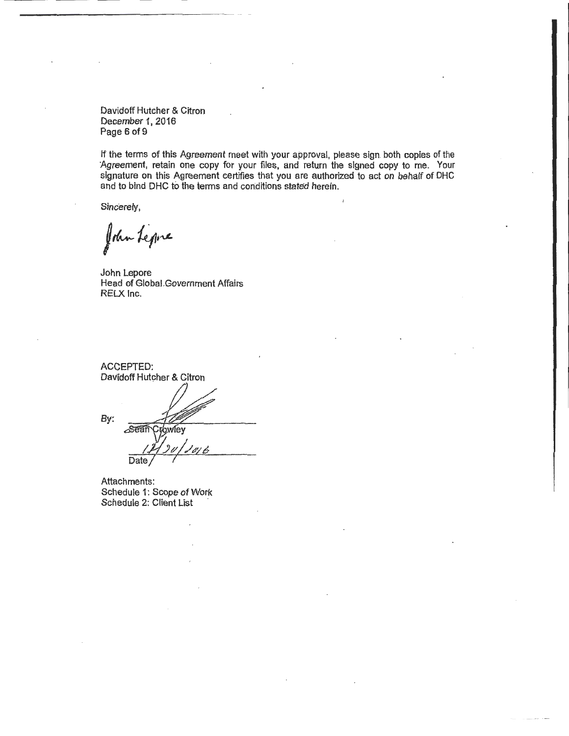Davidoff Hutcher & Citron
December 1, 2016

If the terms of this Agreement meet with your approval, please sign both copies of the Agreement, retain one copy for your files, and return the signed copy to me. Your signature on this Agreement certifies that you are authorized to act on behalf of DHC and to bind DHC to the terms and conditions stated herein.

Sincerely,

John Lepore

John Lepore
Head of Global Government Affairs
RELX Inc.

ACCEPTED:
Davidoff Hutcher & Citron

By: ______________________
Sean Crowley

12/20/2016
Date

Attachments:
Schedule 1: Scope of Work
Schedule 2: Client List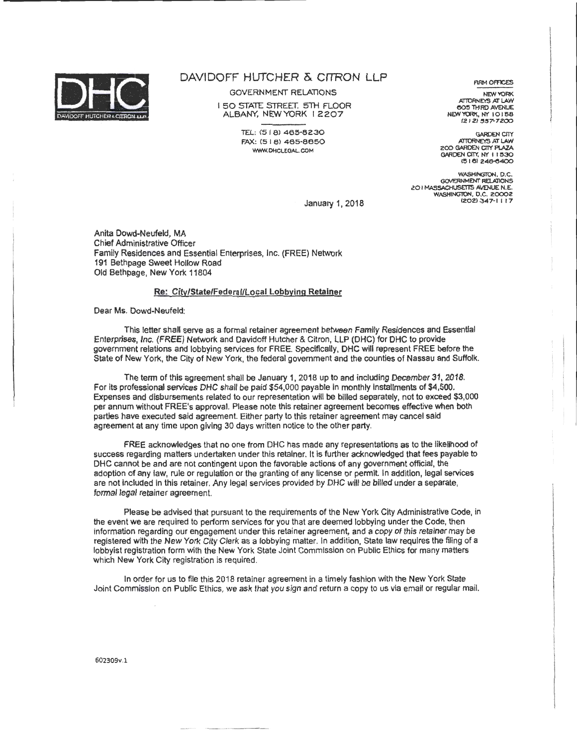# DAVIDOFF HUTCHER & CITRON LLP

GOVERNMENT RELATIONS
150 STATE STREET. 5TH FLOOR
ALBANY, NEW YORK 12207

TEL: (518) 465-8230
FAX: (518) 465-8650
WWW.DHCLEGAL.COM

FIRM OFFICES

NEW YORK
ATTORNEYS AT LAW
605 THIRD AVENUE
NEW YORK, NY 10158
(212) 557-7200

GARDEN CITY
ATTORNEYS AT LAW
200 GARDEN CITY PLAZA
GARDEN CITY, NY 11530
(516) 248-6400

WASHINGTON, D.C.
GOVERNMENT RELATIONS
201 MASSACHUSETTS AVENUE N.E.
WASHINGTON, D.C. 20002
(202) 347-1117

January 1, 2018

Anita Dowd-Neufeld, MA
Chief Administrative Officer
Family Residences and Essential Enterprises, Inc. (FREE) Network
191 Bethpage Sweet Hollow Road
Old Bethpage, New York 11804

**Re: City/State/Federal/Local Lobbying Retainer**

Dear Ms. Dowd-Neufeld:

This letter shall serve as a formal retainer agreement between Family Residences and Essential Enterprises, Inc. (FREE) Network and Davidoff Hutcher & Citron, LLP (DHC) for DHC to provide government relations and lobbying services for FREE. Specifically, DHC will represent FREE before the State of New York, the City of New York, the federal government and the counties of Nassau and Suffolk.

The term of this agreement shall be January 1, 2018 up to and including December 31, 2018. For its professional services DHC shall be paid $54,000 payable in monthly installments of $4,500. Expenses and disbursements related to our representation will be billed separately, not to exceed $3,000 per annum without FREE's approval. Please note this retainer agreement becomes effective when both parties have executed said agreement. Either party to this retainer agreement may cancel said agreement at any time upon giving 30 days written notice to the other party.

FREE acknowledges that no one from DHC has made any representations as to the likelihood of success regarding matters undertaken under this retainer. It is further acknowledged that fees payable to DHC cannot be and are not contingent upon the favorable actions of any government official, the adoption of any law, rule or regulation or the granting of any license or permit. In addition, legal services are not included in this retainer. Any legal services provided by DHC will be billed under a separate, formal legal retainer agreement.

Please be advised that pursuant to the requirements of the New York City Administrative Code, in the event we are required to perform services for you that are deemed lobbying under the Code, then information regarding our engagement under this retainer agreement, and a copy of this retainer may be registered with the New York City Clerk as a lobbying matter. In addition, State law requires the filing of a lobbyist registration form with the New York State Joint Commission on Public Ethics for many matters which New York City registration is required.

In order for us to file this 2018 retainer agreement in a timely fashion with the New York State Joint Commission on Public Ethics, we ask that you sign and return a copy to us via email or regular mail.

602309v.1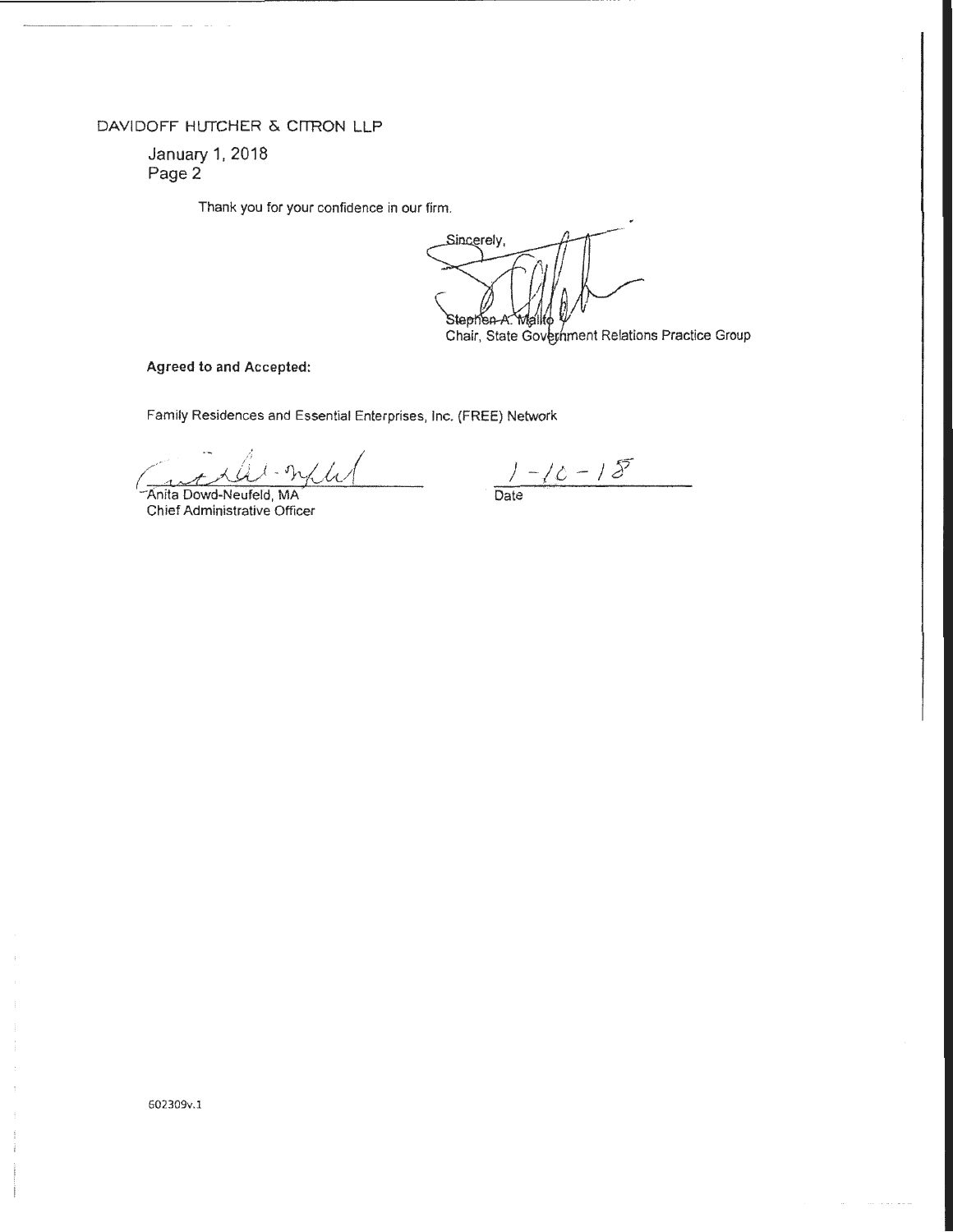DAVIDOFF HUTCHER & CITRON LLP

January 1, 2018
Page 2

Thank you for your confidence in our firm.

Sincerely,

Stephen A. Malito
Chair, State Government Relations Practice Group

**Agreed to and Accepted:**

Family Residences and Essential Enterprises, Inc. (FREE) Network

Anita Dowd-Neufeld, MA
Chief Administrative Officer

1-10-18
Date

602309v.1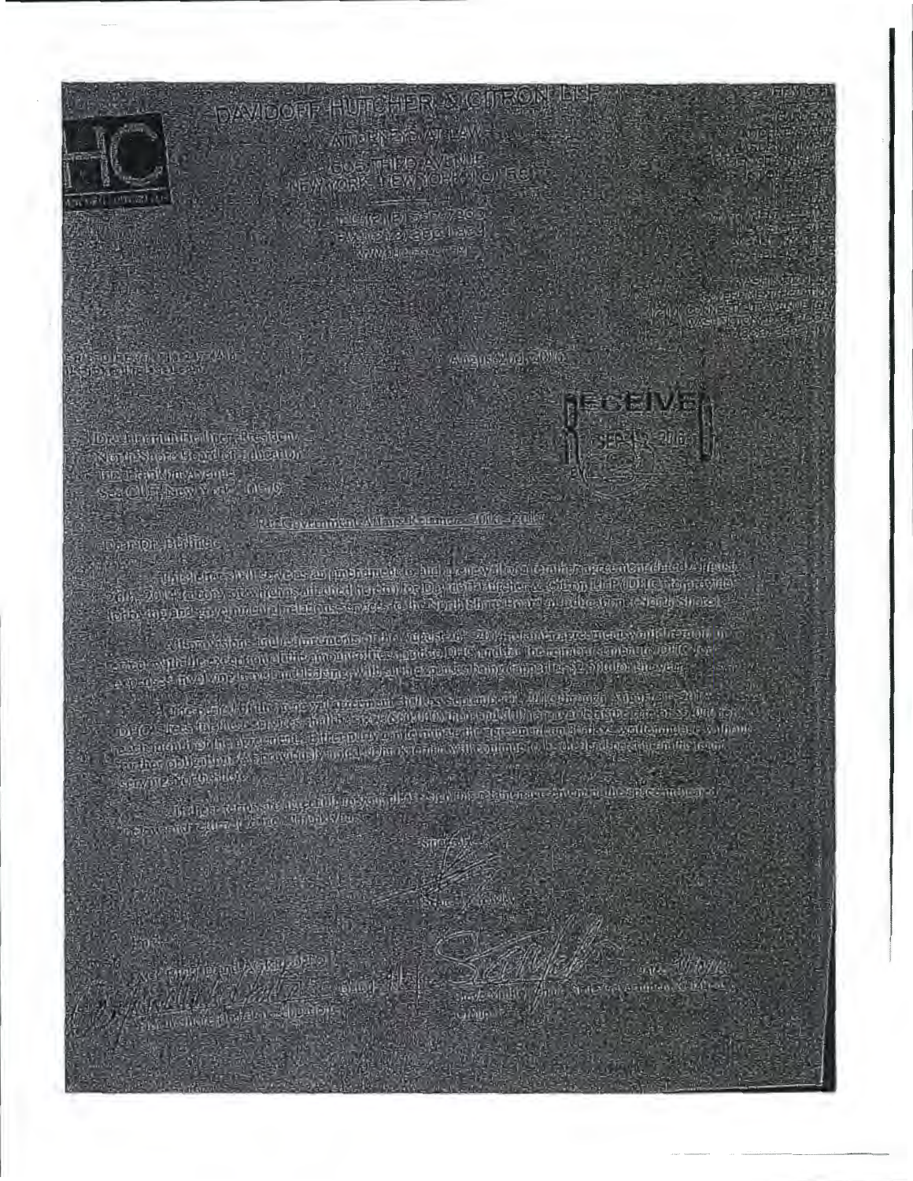# DAVIDOFF HUTCHER & CITRON LLP

ATTORNEYS AT LAW

605 THIRD AVENUE

NEW YORK, NEW YORK 10158

August 26, 2016

RECEIVED SEP 12 2016

Dr. [illegible], President
North Shore Board of Education
112 Franklin Avenue
Sea Cliff, New York 11579

Re: Government Affairs Retainer 2016-2017

Dear Dr. [illegible]:

This letter will serve as an amendment to and a renewal of our retainer agreement dated August 26th, 2014 (a copy of which is attached hereto) for Davidoff Hutcher & Citron LLP ("DHC") to provide lobbying and governmental relations services to the North Shore Board of Education ("North Shore").

All provisions and requirements of the August 26, 2014 retainer agreement will remain in effect, with the exception of the amount of fees paid to DHC and/or the reimbursement to DHC for expenses involving travel and lodging, with such expenses being capped at $2,500 for the year.

The term of this renewal agreement shall be September 1, 2016 through August 31, 2017. DHC's fees for these services shall be [illegible] per month [illegible]. Either party can terminate the agreement [illegible] written notice without further obligation. [illegible] North Shore [illegible].

If these terms are acceptable, please [illegible] sign [illegible] in the space indicated [illegible].

Sincerely,

[Signature]

[illegible]

[Signature]

North Shore Board of Education

[illegible]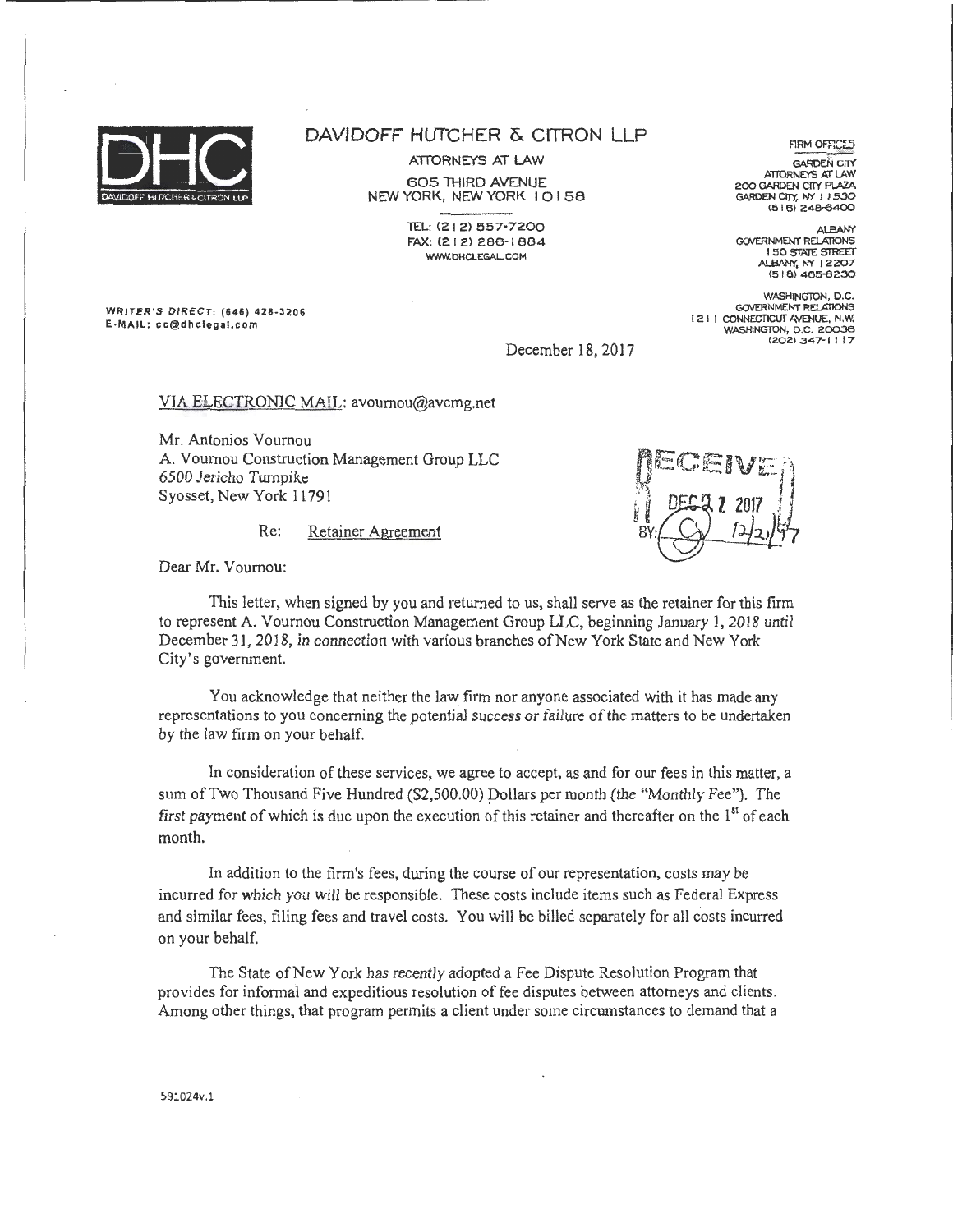# DAVIDOFF HUTCHER & CITRON LLP

ATTORNEYS AT LAW
605 THIRD AVENUE
NEW YORK, NEW YORK 10158

TEL: (212) 557-7200
FAX: (212) 286-1884
WWW.DHCLEGAL.COM

FIRM OFFICES

GARDEN CITY
ATTORNEYS AT LAW
200 GARDEN CITY PLAZA
GARDEN CITY, NY 11530
(516) 248-6400

ALBANY
GOVERNMENT RELATIONS
150 STATE STREET
ALBANY, NY 12207
(518) 465-8230

WASHINGTON, D.C.
GOVERNMENT RELATIONS
1211 CONNECTICUT AVENUE, N.W.
WASHINGTON, D.C. 20036
(202) 347-1117

WRITER'S DIRECT: (646) 428-3206
E-MAIL: cc@dhclegal.com

December 18, 2017

VIA ELECTRONIC MAIL: avournou@avcmg.net

Mr. Antonios Vournou
A. Vournou Construction Management Group LLC
6500 Jericho Turnpike
Syosset, New York 11791

RECEIVED DEC 21 2017 BY: 12/21/17

Re: Retainer Agreement

Dear Mr. Vournou:

This letter, when signed by you and returned to us, shall serve as the retainer for this firm to represent A. Vournou Construction Management Group LLC, beginning January 1, 2018 until December 31, 2018, in connection with various branches of New York State and New York City's government.

You acknowledge that neither the law firm nor anyone associated with it has made any representations to you concerning the potential success or failure of the matters to be undertaken by the law firm on your behalf.

In consideration of these services, we agree to accept, as and for our fees in this matter, a sum of Two Thousand Five Hundred ($2,500.00) Dollars per month (the "Monthly Fee"). The first payment of which is due upon the execution of this retainer and thereafter on the 1st of each month.

In addition to the firm's fees, during the course of our representation, costs may be incurred for which you will be responsible. These costs include items such as Federal Express and similar fees, filing fees and travel costs. You will be billed separately for all costs incurred on your behalf.

The State of New York has recently adopted a Fee Dispute Resolution Program that provides for informal and expeditious resolution of fee disputes between attorneys and clients. Among other things, that program permits a client under some circumstances to demand that a

591024v.1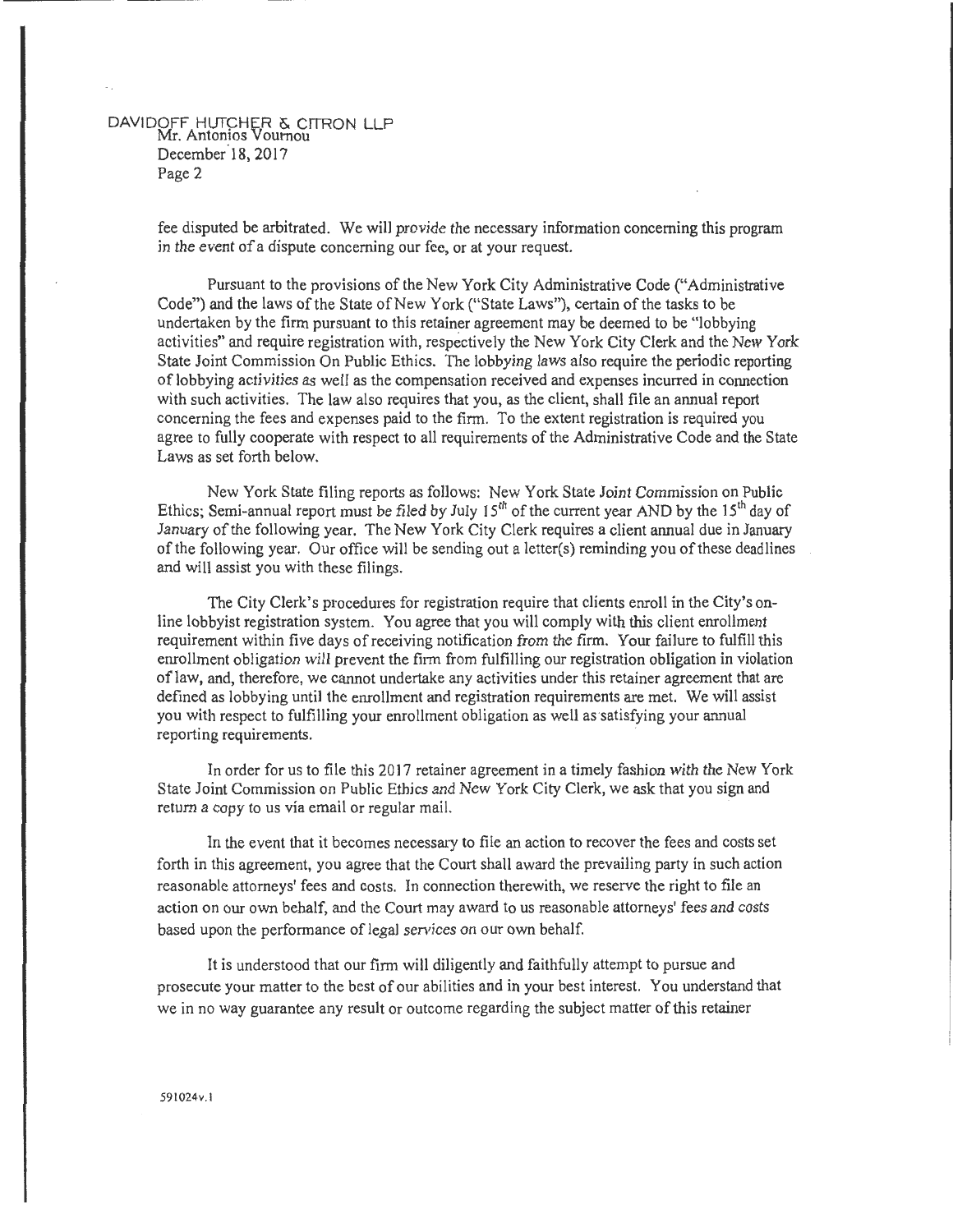fee disputed be arbitrated. We will provide the necessary information concerning this program in the event of a dispute concerning our fee, or at your request.

Pursuant to the provisions of the New York City Administrative Code ("Administrative Code") and the laws of the State of New York ("State Laws"), certain of the tasks to be undertaken by the firm pursuant to this retainer agreement may be deemed to be "lobbying activities" and require registration with, respectively the New York City Clerk and the New York State Joint Commission On Public Ethics. The lobbying laws also require the periodic reporting of lobbying activities as well as the compensation received and expenses incurred in connection with such activities. The law also requires that you, as the client, shall file an annual report concerning the fees and expenses paid to the firm. To the extent registration is required you agree to fully cooperate with respect to all requirements of the Administrative Code and the State Laws as set forth below.

New York State filing reports as follows: New York State Joint Commission on Public Ethics; Semi-annual report must be filed by July 15th of the current year AND by the 15th day of January of the following year. The New York City Clerk requires a client annual due in January of the following year. Our office will be sending out a letter(s) reminding you of these deadlines and will assist you with these filings.

The City Clerk's procedures for registration require that clients enroll in the City's online lobbyist registration system. You agree that you will comply with this client enrollment requirement within five days of receiving notification from the firm. Your failure to fulfill this enrollment obligation will prevent the firm from fulfilling our registration obligation in violation of law, and, therefore, we cannot undertake any activities under this retainer agreement that are defined as lobbying until the enrollment and registration requirements are met. We will assist you with respect to fulfilling your enrollment obligation as well as satisfying your annual reporting requirements.

In order for us to file this 2017 retainer agreement in a timely fashion with the New York State Joint Commission on Public Ethics and New York City Clerk, we ask that you sign and return a copy to us via email or regular mail.

In the event that it becomes necessary to file an action to recover the fees and costs set forth in this agreement, you agree that the Court shall award the prevailing party in such action reasonable attorneys' fees and costs. In connection therewith, we reserve the right to file an action on our own behalf, and the Court may award to us reasonable attorneys' fees and costs based upon the performance of legal services on our own behalf.

It is understood that our firm will diligently and faithfully attempt to pursue and prosecute your matter to the best of our abilities and in your best interest. You understand that we in no way guarantee any result or outcome regarding the subject matter of this retainer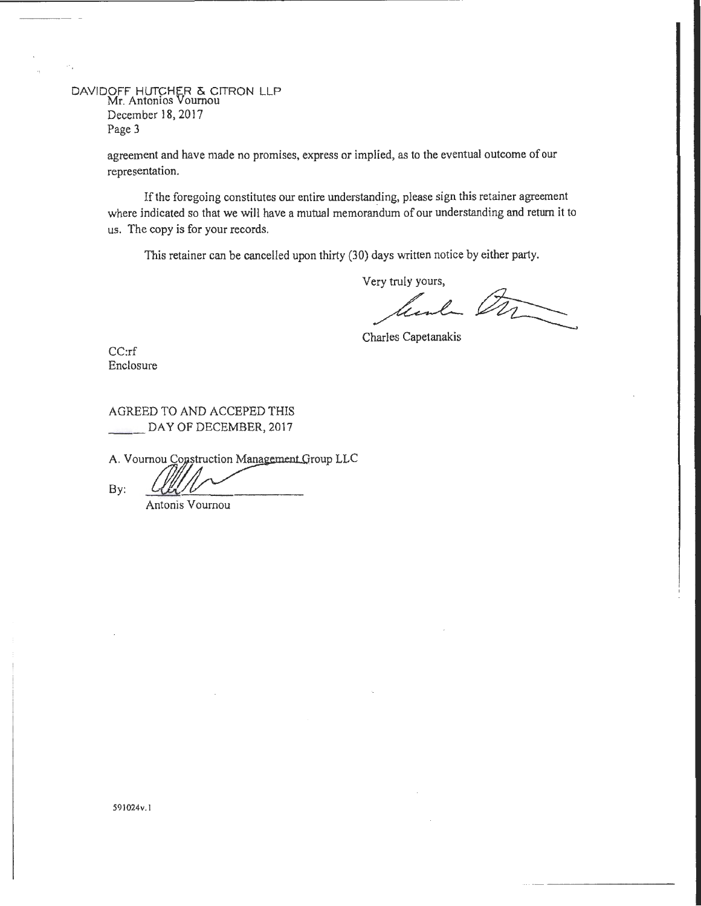agreement and have made no promises, express or implied, as to the eventual outcome of our representation.

If the foregoing constitutes our entire understanding, please sign this retainer agreement where indicated so that we will have a mutual memorandum of our understanding and return it to us. The copy is for your records.

This retainer can be cancelled upon thirty (30) days written notice by either party.

Very truly yours,

Charles Capetanakis

CC:rf
Enclosure

AGREED TO AND ACCEPED THIS
_____ DAY OF DECEMBER, 2017

A. Vournou Construction Management Group LLC

By: ______________________
Antonis Vournou

591024v.1